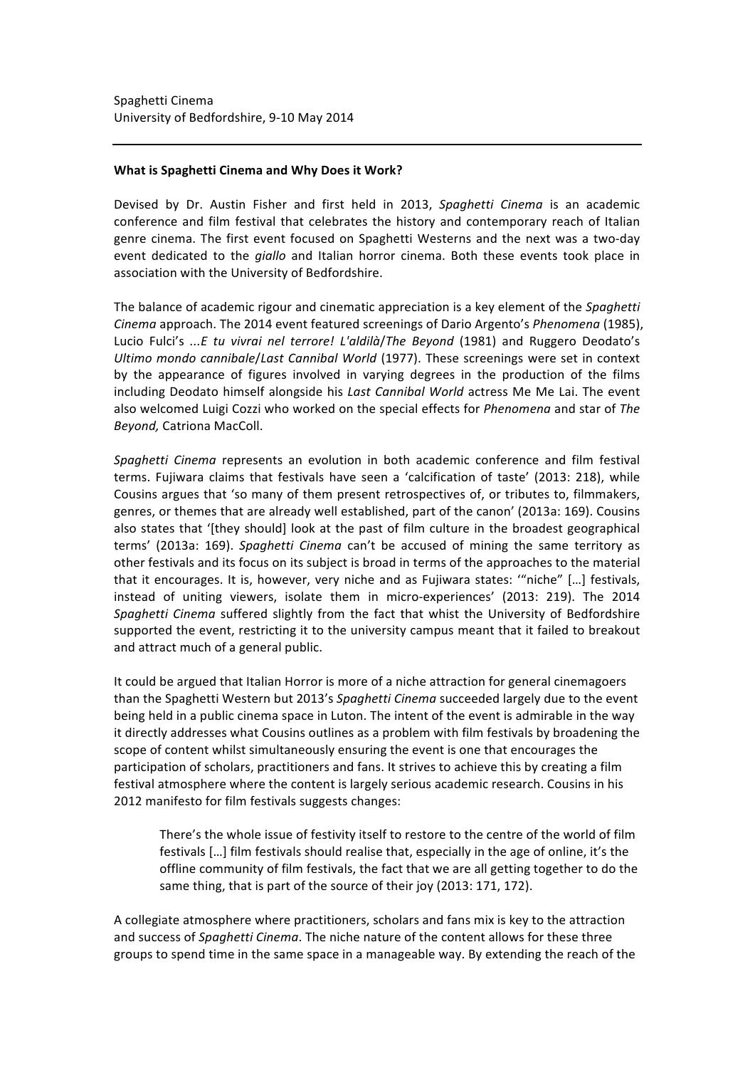Spaghetti Cinema
University of Bedfordshire, 9-10 May 2014

---

**What is Spaghetti Cinema and Why Does it Work?**

Devised by Dr. Austin Fisher and first held in 2013, *Spaghetti Cinema* is an academic conference and film festival that celebrates the history and contemporary reach of Italian genre cinema. The first event focused on Spaghetti Westerns and the next was a two-day event dedicated to the *giallo* and Italian horror cinema. Both these events took place in association with the University of Bedfordshire.

The balance of academic rigour and cinematic appreciation is a key element of the *Spaghetti Cinema* approach. The 2014 event featured screenings of Dario Argento's *Phenomena* (1985), Lucio Fulci's *...E tu vivrai nel terrore! L'aldilà*/*The Beyond* (1981) and Ruggero Deodato's *Ultimo mondo cannibale*/*Last Cannibal World* (1977). These screenings were set in context by the appearance of figures involved in varying degrees in the production of the films including Deodato himself alongside his *Last Cannibal World* actress Me Me Lai. The event also welcomed Luigi Cozzi who worked on the special effects for *Phenomena* and star of *The Beyond,* Catriona MacColl.

*Spaghetti Cinema* represents an evolution in both academic conference and film festival terms. Fujiwara claims that festivals have seen a 'calcification of taste' (2013: 218), while Cousins argues that 'so many of them present retrospectives of, or tributes to, filmmakers, genres, or themes that are already well established, part of the canon' (2013a: 169). Cousins also states that '[they should] look at the past of film culture in the broadest geographical terms' (2013a: 169). *Spaghetti Cinema* can't be accused of mining the same territory as other festivals and its focus on its subject is broad in terms of the approaches to the material that it encourages. It is, however, very niche and as Fujiwara states: '"niche" […] festivals, instead of uniting viewers, isolate them in micro-experiences' (2013: 219). The 2014 *Spaghetti Cinema* suffered slightly from the fact that whist the University of Bedfordshire supported the event, restricting it to the university campus meant that it failed to breakout and attract much of a general public.

It could be argued that Italian Horror is more of a niche attraction for general cinemagoers than the Spaghetti Western but 2013's *Spaghetti Cinema* succeeded largely due to the event being held in a public cinema space in Luton. The intent of the event is admirable in the way it directly addresses what Cousins outlines as a problem with film festivals by broadening the scope of content whilst simultaneously ensuring the event is one that encourages the participation of scholars, practitioners and fans. It strives to achieve this by creating a film festival atmosphere where the content is largely serious academic research. Cousins in his 2012 manifesto for film festivals suggests changes:

> There's the whole issue of festivity itself to restore to the centre of the world of film festivals […] film festivals should realise that, especially in the age of online, it's the offline community of film festivals, the fact that we are all getting together to do the same thing, that is part of the source of their joy (2013: 171, 172).

A collegiate atmosphere where practitioners, scholars and fans mix is key to the attraction and success of *Spaghetti Cinema*. The niche nature of the content allows for these three groups to spend time in the same space in a manageable way. By extending the reach of the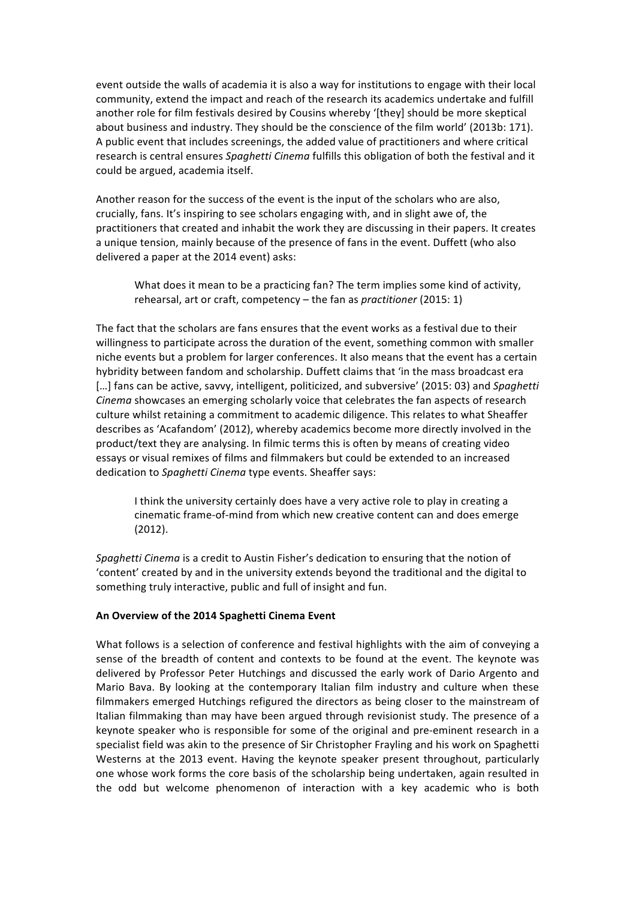event outside the walls of academia it is also a way for institutions to engage with their local community, extend the impact and reach of the research its academics undertake and fulfill another role for film festivals desired by Cousins whereby '[they] should be more skeptical about business and industry. They should be the conscience of the film world' (2013b: 171). A public event that includes screenings, the added value of practitioners and where critical research is central ensures *Spaghetti Cinema* fulfills this obligation of both the festival and it could be argued, academia itself.

Another reason for the success of the event is the input of the scholars who are also, crucially, fans. It's inspiring to see scholars engaging with, and in slight awe of, the practitioners that created and inhabit the work they are discussing in their papers. It creates a unique tension, mainly because of the presence of fans in the event. Duffett (who also delivered a paper at the 2014 event) asks:

> What does it mean to be a practicing fan? The term implies some kind of activity, rehearsal, art or craft, competency – the fan as *practitioner* (2015: 1)

The fact that the scholars are fans ensures that the event works as a festival due to their willingness to participate across the duration of the event, something common with smaller niche events but a problem for larger conferences. It also means that the event has a certain hybridity between fandom and scholarship. Duffett claims that 'in the mass broadcast era […] fans can be active, savvy, intelligent, politicized, and subversive' (2015: 03) and *Spaghetti Cinema* showcases an emerging scholarly voice that celebrates the fan aspects of research culture whilst retaining a commitment to academic diligence. This relates to what Sheaffer describes as 'Acafandom' (2012), whereby academics become more directly involved in the product/text they are analysing. In filmic terms this is often by means of creating video essays or visual remixes of films and filmmakers but could be extended to an increased dedication to *Spaghetti Cinema* type events. Sheaffer says:

> I think the university certainly does have a very active role to play in creating a cinematic frame-of-mind from which new creative content can and does emerge (2012).

*Spaghetti Cinema* is a credit to Austin Fisher's dedication to ensuring that the notion of 'content' created by and in the university extends beyond the traditional and the digital to something truly interactive, public and full of insight and fun.

**An Overview of the 2014 Spaghetti Cinema Event**

What follows is a selection of conference and festival highlights with the aim of conveying a sense of the breadth of content and contexts to be found at the event. The keynote was delivered by Professor Peter Hutchings and discussed the early work of Dario Argento and Mario Bava. By looking at the contemporary Italian film industry and culture when these filmmakers emerged Hutchings refigured the directors as being closer to the mainstream of Italian filmmaking than may have been argued through revisionist study. The presence of a keynote speaker who is responsible for some of the original and pre-eminent research in a specialist field was akin to the presence of Sir Christopher Frayling and his work on Spaghetti Westerns at the 2013 event. Having the keynote speaker present throughout, particularly one whose work forms the core basis of the scholarship being undertaken, again resulted in the odd but welcome phenomenon of interaction with a key academic who is both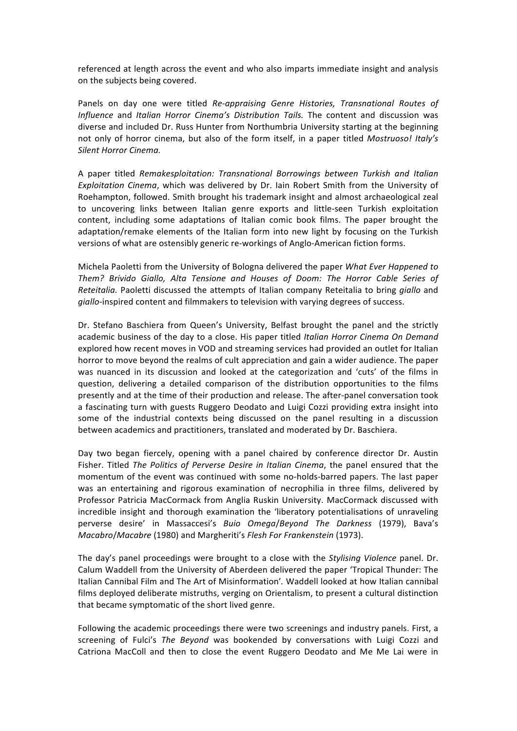referenced at length across the event and who also imparts immediate insight and analysis on the subjects being covered.

Panels on day one were titled *Re-appraising Genre Histories, Transnational Routes of Influence* and *Italian Horror Cinema's Distribution Tails.* The content and discussion was diverse and included Dr. Russ Hunter from Northumbria University starting at the beginning not only of horror cinema, but also of the form itself, in a paper titled *Mostruoso! Italy's Silent Horror Cinema.*

A paper titled *Remakesploitation: Transnational Borrowings between Turkish and Italian Exploitation Cinema*, which was delivered by Dr. Iain Robert Smith from the University of Roehampton, followed. Smith brought his trademark insight and almost archaeological zeal to uncovering links between Italian genre exports and little-seen Turkish exploitation content, including some adaptations of Italian comic book films. The paper brought the adaptation/remake elements of the Italian form into new light by focusing on the Turkish versions of what are ostensibly generic re-workings of Anglo-American fiction forms.

Michela Paoletti from the University of Bologna delivered the paper *What Ever Happened to Them? Brivido Giallo, Alta Tensione and Houses of Doom: The Horror Cable Series of Reteitalia.* Paoletti discussed the attempts of Italian company Reteitalia to bring *giallo* and *giallo*-inspired content and filmmakers to television with varying degrees of success.

Dr. Stefano Baschiera from Queen's University, Belfast brought the panel and the strictly academic business of the day to a close. His paper titled *Italian Horror Cinema On Demand* explored how recent moves in VOD and streaming services had provided an outlet for Italian horror to move beyond the realms of cult appreciation and gain a wider audience. The paper was nuanced in its discussion and looked at the categorization and 'cuts' of the films in question, delivering a detailed comparison of the distribution opportunities to the films presently and at the time of their production and release. The after-panel conversation took a fascinating turn with guests Ruggero Deodato and Luigi Cozzi providing extra insight into some of the industrial contexts being discussed on the panel resulting in a discussion between academics and practitioners, translated and moderated by Dr. Baschiera.

Day two began fiercely, opening with a panel chaired by conference director Dr. Austin Fisher. Titled *The Politics of Perverse Desire in Italian Cinema*, the panel ensured that the momentum of the event was continued with some no-holds-barred papers. The last paper was an entertaining and rigorous examination of necrophilia in three films, delivered by Professor Patricia MacCormack from Anglia Ruskin University. MacCormack discussed with incredible insight and thorough examination the 'liberatory potentialisations of unraveling perverse desire' in Massaccesi's *Buio Omega*/*Beyond The Darkness* (1979), Bava's *Macabro*/*Macabre* (1980) and Margheriti's *Flesh For Frankenstein* (1973).

The day's panel proceedings were brought to a close with the *Stylising Violence* panel. Dr. Calum Waddell from the University of Aberdeen delivered the paper 'Tropical Thunder: The Italian Cannibal Film and The Art of Misinformation'. Waddell looked at how Italian cannibal films deployed deliberate mistruths, verging on Orientalism, to present a cultural distinction that became symptomatic of the short lived genre.

Following the academic proceedings there were two screenings and industry panels. First, a screening of Fulci's *The Beyond* was bookended by conversations with Luigi Cozzi and Catriona MacColl and then to close the event Ruggero Deodato and Me Me Lai were in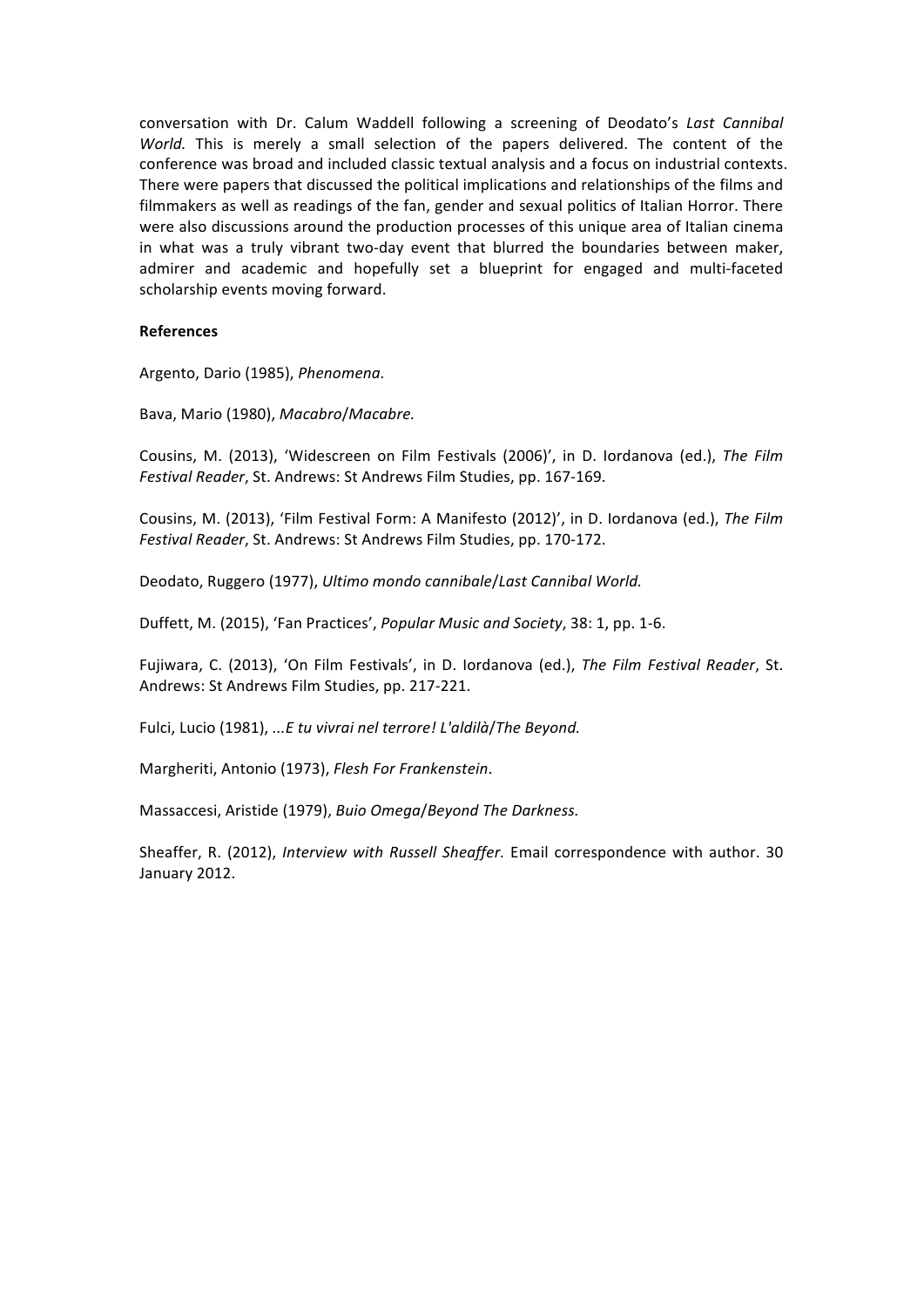conversation with Dr. Calum Waddell following a screening of Deodato's *Last Cannibal World.* This is merely a small selection of the papers delivered. The content of the conference was broad and included classic textual analysis and a focus on industrial contexts. There were papers that discussed the political implications and relationships of the films and filmmakers as well as readings of the fan, gender and sexual politics of Italian Horror. There were also discussions around the production processes of this unique area of Italian cinema in what was a truly vibrant two-day event that blurred the boundaries between maker, admirer and academic and hopefully set a blueprint for engaged and multi-faceted scholarship events moving forward.

**References**

Argento, Dario (1985), *Phenomena.*

Bava, Mario (1980), *Macabro/Macabre.*

Cousins, M. (2013), 'Widescreen on Film Festivals (2006)', in D. Iordanova (ed.), *The Film Festival Reader*, St. Andrews: St Andrews Film Studies, pp. 167-169.

Cousins, M. (2013), 'Film Festival Form: A Manifesto (2012)', in D. Iordanova (ed.), *The Film Festival Reader*, St. Andrews: St Andrews Film Studies, pp. 170-172.

Deodato, Ruggero (1977), *Ultimo mondo cannibale/Last Cannibal World.*

Duffett, M. (2015), 'Fan Practices', *Popular Music and Society*, 38: 1, pp. 1-6.

Fujiwara, C. (2013), 'On Film Festivals', in D. Iordanova (ed.), *The Film Festival Reader*, St. Andrews: St Andrews Film Studies, pp. 217-221.

Fulci, Lucio (1981), *...E tu vivrai nel terrore! L'aldilà/The Beyond.*

Margheriti, Antonio (1973), *Flesh For Frankenstein*.

Massaccesi, Aristide (1979), *Buio Omega/Beyond The Darkness.*

Sheaffer, R. (2012), *Interview with Russell Sheaffer.* Email correspondence with author. 30 January 2012.